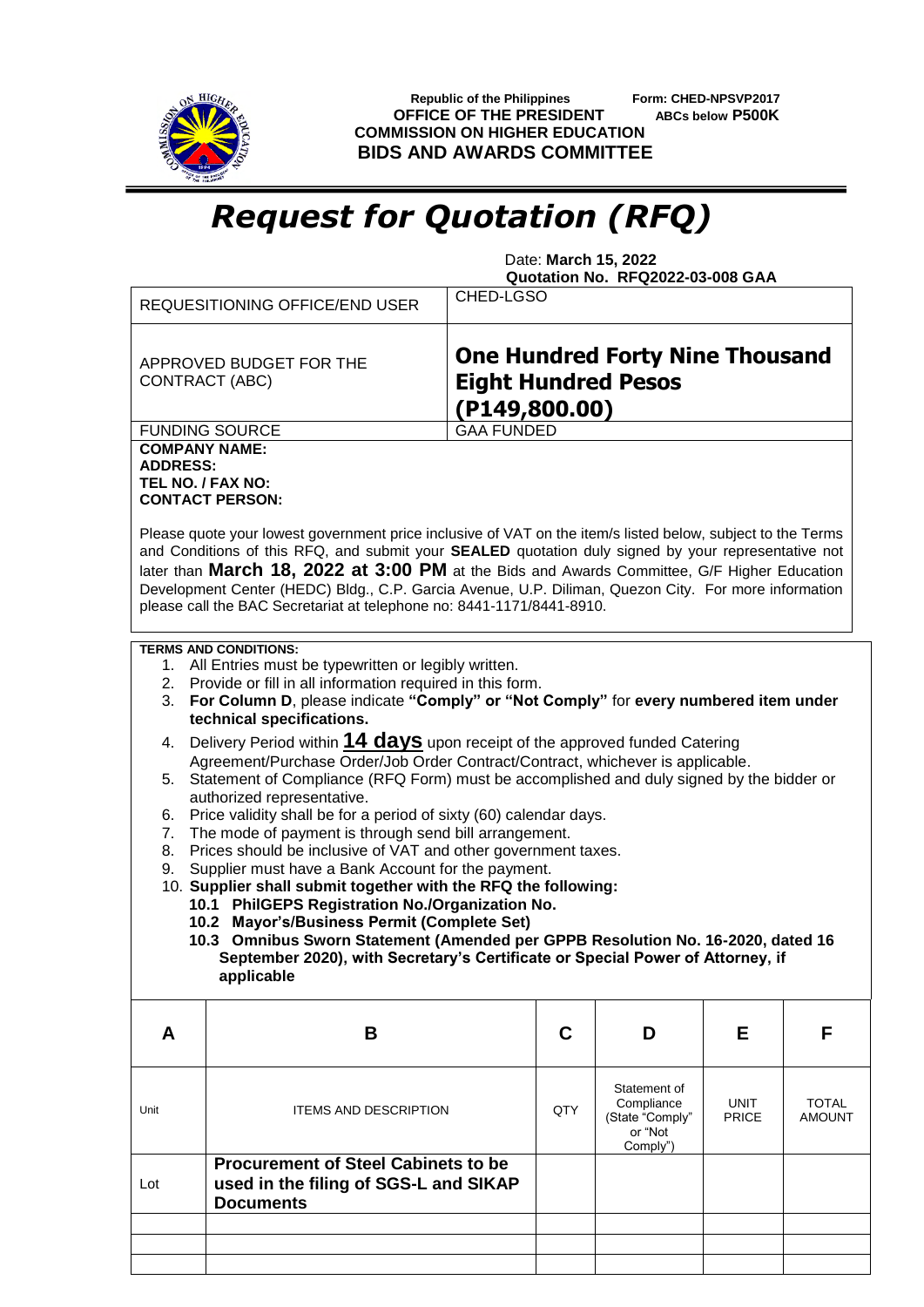Republic of the Philippines
OFFICE OF THE PRESIDENT
COMMISSION ON HIGHER EDUCATION
**BIDS AND AWARDS COMMITTEE**

Form: CHED-NPSVP2017
ABCs below **P500K**

# *Request for Quotation (RFQ)*

Date: **March 15, 2022**
**Quotation No. RFQ2022-03-008 GAA**

| REQUESITIONING OFFICE/END USER | CHED-LGSO |
|---|---|
| APPROVED BUDGET FOR THE CONTRACT (ABC) | **One Hundred Forty Nine Thousand Eight Hundred Pesos (P149,800.00)** |
| FUNDING SOURCE | GAA FUNDED |

**COMPANY NAME:**
**ADDRESS:**
**TEL NO. / FAX NO:**
**CONTACT PERSON:**

Please quote your lowest government price inclusive of VAT on the item/s listed below, subject to the Terms and Conditions of this RFQ, and submit your **SEALED** quotation duly signed by your representative not later than **March 18, 2022 at 3:00 PM** at the Bids and Awards Committee, G/F Higher Education Development Center (HEDC) Bldg., C.P. Garcia Avenue, U.P. Diliman, Quezon City. For more information please call the BAC Secretariat at telephone no: 8441-1171/8441-8910.

**TERMS AND CONDITIONS:**

1. All Entries must be typewritten or legibly written.
2. Provide or fill in all information required in this form.
3. **For Column D**, please indicate **"Comply" or "Not Comply"** for **every numbered item under technical specifications.**
4. Delivery Period within **14 days** upon receipt of the approved funded Catering Agreement/Purchase Order/Job Order Contract/Contract, whichever is applicable.
5. Statement of Compliance (RFQ Form) must be accomplished and duly signed by the bidder or authorized representative.
6. Price validity shall be for a period of sixty (60) calendar days.
7. The mode of payment is through send bill arrangement.
8. Prices should be inclusive of VAT and other government taxes.
9. Supplier must have a Bank Account for the payment.
10. **Supplier shall submit together with the RFQ the following:**
    - **10.1 PhilGEPS Registration No./Organization No.**
    - **10.2 Mayor's/Business Permit (Complete Set)**
    - **10.3 Omnibus Sworn Statement (Amended per GPPB Resolution No. 16-2020, dated 16 September 2020), with Secretary's Certificate or Special Power of Attorney, if applicable**

| A | B | C | D | E | F |
|---|---|---|---|---|---|
| Unit | ITEMS AND DESCRIPTION | QTY | Statement of Compliance (State "Comply" or "Not Comply") | UNIT PRICE | TOTAL AMOUNT |
| Lot | **Procurement of Steel Cabinets to be used in the filing of SGS-L and SIKAP Documents** | | | | |
| | | | | | |
| | | | | | |
| | | | | | |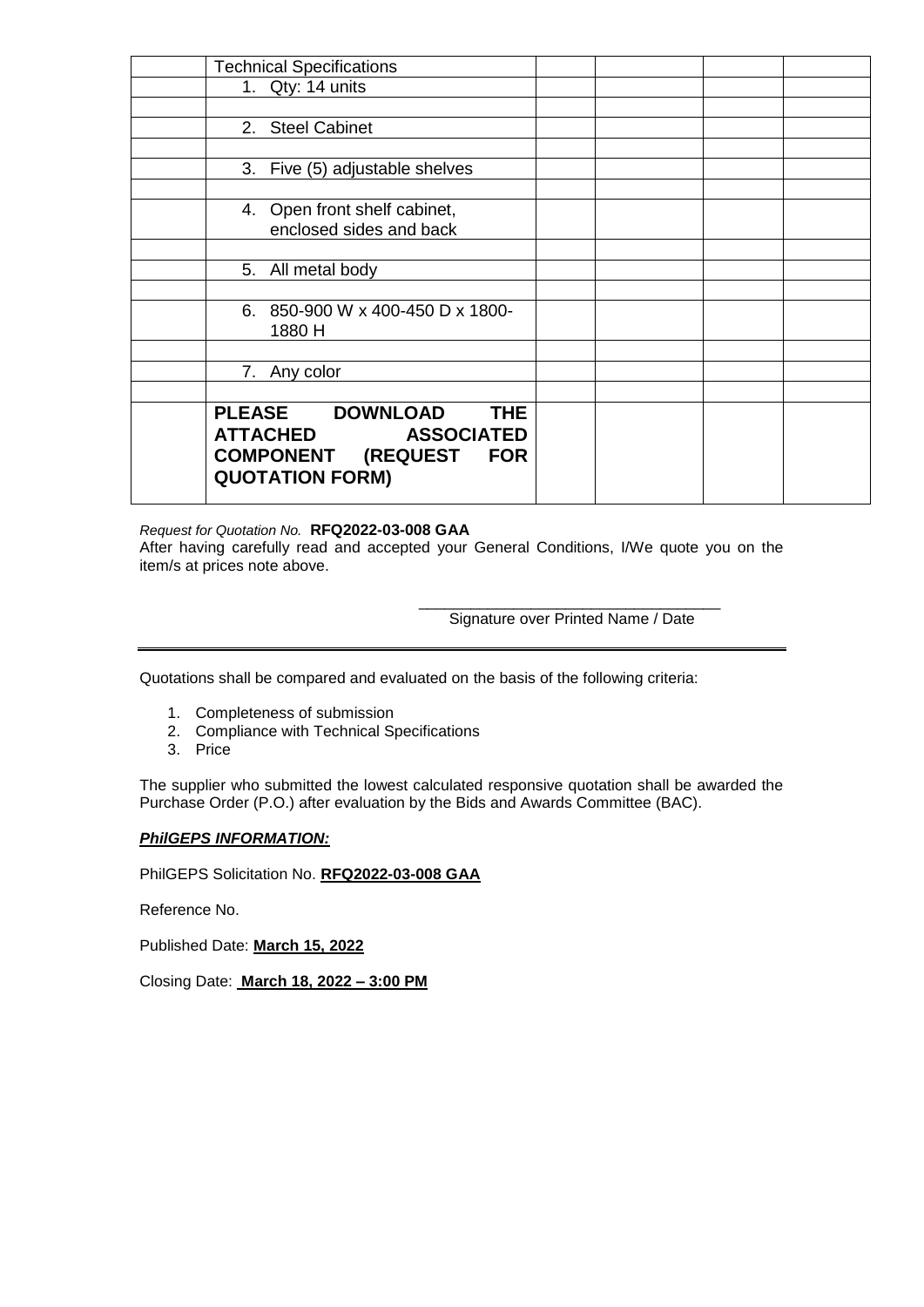| | | | | | |
|---|---|---|---|---|---|
| | Technical Specifications | | | | |
| | 1. Qty: 14 units | | | | |
| | | | | | |
| | 2. Steel Cabinet | | | | |
| | | | | | |
| | 3. Five (5) adjustable shelves | | | | |
| | | | | | |
| | 4. Open front shelf cabinet, enclosed sides and back | | | | |
| | | | | | |
| | 5. All metal body | | | | |
| | | | | | |
| | 6. 850-900 W x 400-450 D x 1800-1880 H | | | | |
| | | | | | |
| | 7. Any color | | | | |
| | | | | | |
| | **PLEASE DOWNLOAD THE ATTACHED ASSOCIATED COMPONENT (REQUEST FOR QUOTATION FORM)** | | | | |

*Request for Quotation No.* **RFQ2022-03-008 GAA**

After having carefully read and accepted your General Conditions, I/We quote you on the item/s at prices note above.

\_\_\_\_\_\_\_\_\_\_\_\_\_\_\_\_\_\_\_\_\_\_\_\_\_\_\_\_\_\_\_\_\_\_\_\_

Signature over Printed Name / Date

---

Quotations shall be compared and evaluated on the basis of the following criteria:

1. Completeness of submission
2. Compliance with Technical Specifications
3. Price

The supplier who submitted the lowest calculated responsive quotation shall be awarded the Purchase Order (P.O.) after evaluation by the Bids and Awards Committee (BAC).

***PhilGEPS INFORMATION:***

PhilGEPS Solicitation No. **RFQ2022-03-008 GAA**

Reference No.

Published Date: **March 15, 2022**

Closing Date: **March 18, 2022 – 3:00 PM**